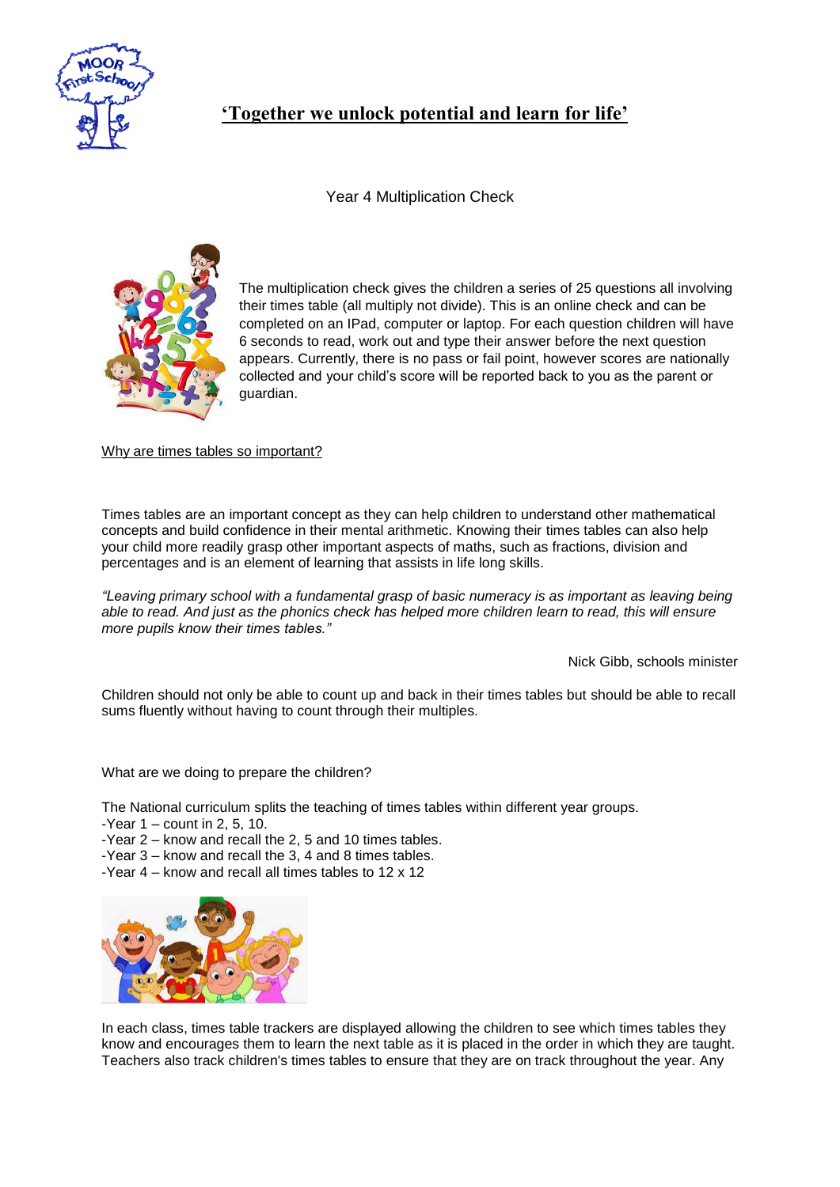# 'Together we unlock potential and learn for life'

Year 4 Multiplication Check

The multiplication check gives the children a series of 25 questions all involving their times table (all multiply not divide). This is an online check and can be completed on an IPad, computer or laptop. For each question children will have 6 seconds to read, work out and type their answer before the next question appears. Currently, there is no pass or fail point, however scores are nationally collected and your child's score will be reported back to you as the parent or guardian.

<u>Why are times tables so important?</u>

Times tables are an important concept as they can help children to understand other mathematical concepts and build confidence in their mental arithmetic. Knowing their times tables can also help your child more readily grasp other important aspects of maths, such as fractions, division and percentages and is an element of learning that assists in life long skills.

*"Leaving primary school with a fundamental grasp of basic numeracy is as important as leaving being able to read. And just as the phonics check has helped more children learn to read, this will ensure more pupils know their times tables."*

Nick Gibb, schools minister

Children should not only be able to count up and back in their times tables but should be able to recall sums fluently without having to count through their multiples.

What are we doing to prepare the children?

The National curriculum splits the teaching of times tables within different year groups.
- Year 1 – count in 2, 5, 10.
- Year 2 – know and recall the 2, 5 and 10 times tables.
- Year 3 – know and recall the 3, 4 and 8 times tables.
- Year 4 – know and recall all times tables to 12 x 12

In each class, times table trackers are displayed allowing the children to see which times tables they know and encourages them to learn the next table as it is placed in the order in which they are taught. Teachers also track children's times tables to ensure that they are on track throughout the year. Any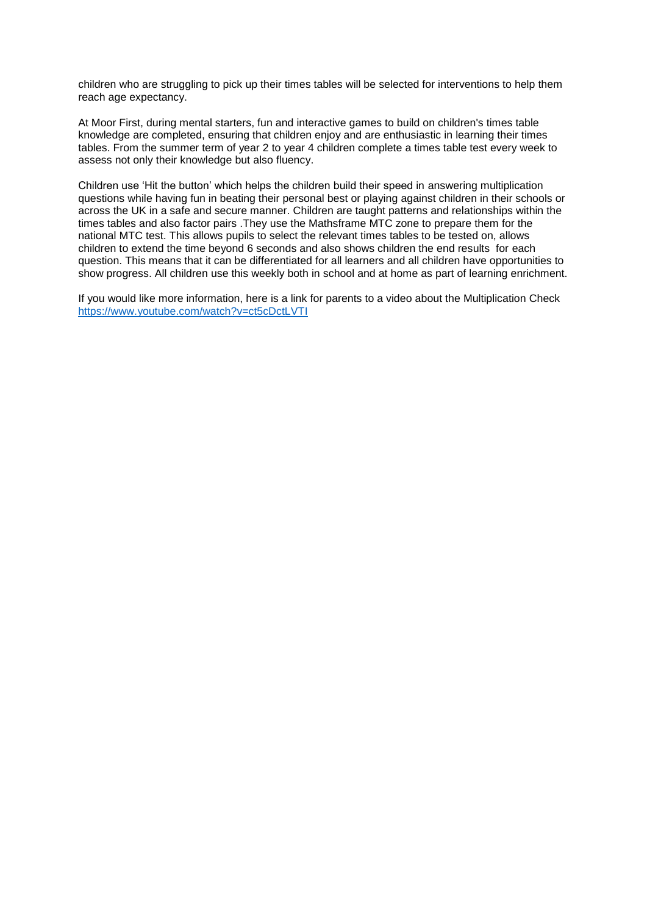children who are struggling to pick up their times tables will be selected for interventions to help them reach age expectancy.

At Moor First, during mental starters, fun and interactive games to build on children's times table knowledge are completed, ensuring that children enjoy and are enthusiastic in learning their times tables. From the summer term of year 2 to year 4 children complete a times table test every week to assess not only their knowledge but also fluency.

Children use 'Hit the button' which helps the children build their speed in answering multiplication questions while having fun in beating their personal best or playing against children in their schools or across the UK in a safe and secure manner. Children are taught patterns and relationships within the times tables and also factor pairs .They use the Mathsframe MTC zone to prepare them for the national MTC test. This allows pupils to select the relevant times tables to be tested on, allows children to extend the time beyond 6 seconds and also shows children the end results for each question. This means that it can be differentiated for all learners and all children have opportunities to show progress. All children use this weekly both in school and at home as part of learning enrichment.

If you would like more information, here is a link for parents to a video about the Multiplication Check [https://www.youtube.com/watch?v=ct5cDctLVTI](https://www.youtube.com/watch?v=ct5cDctLVTI)